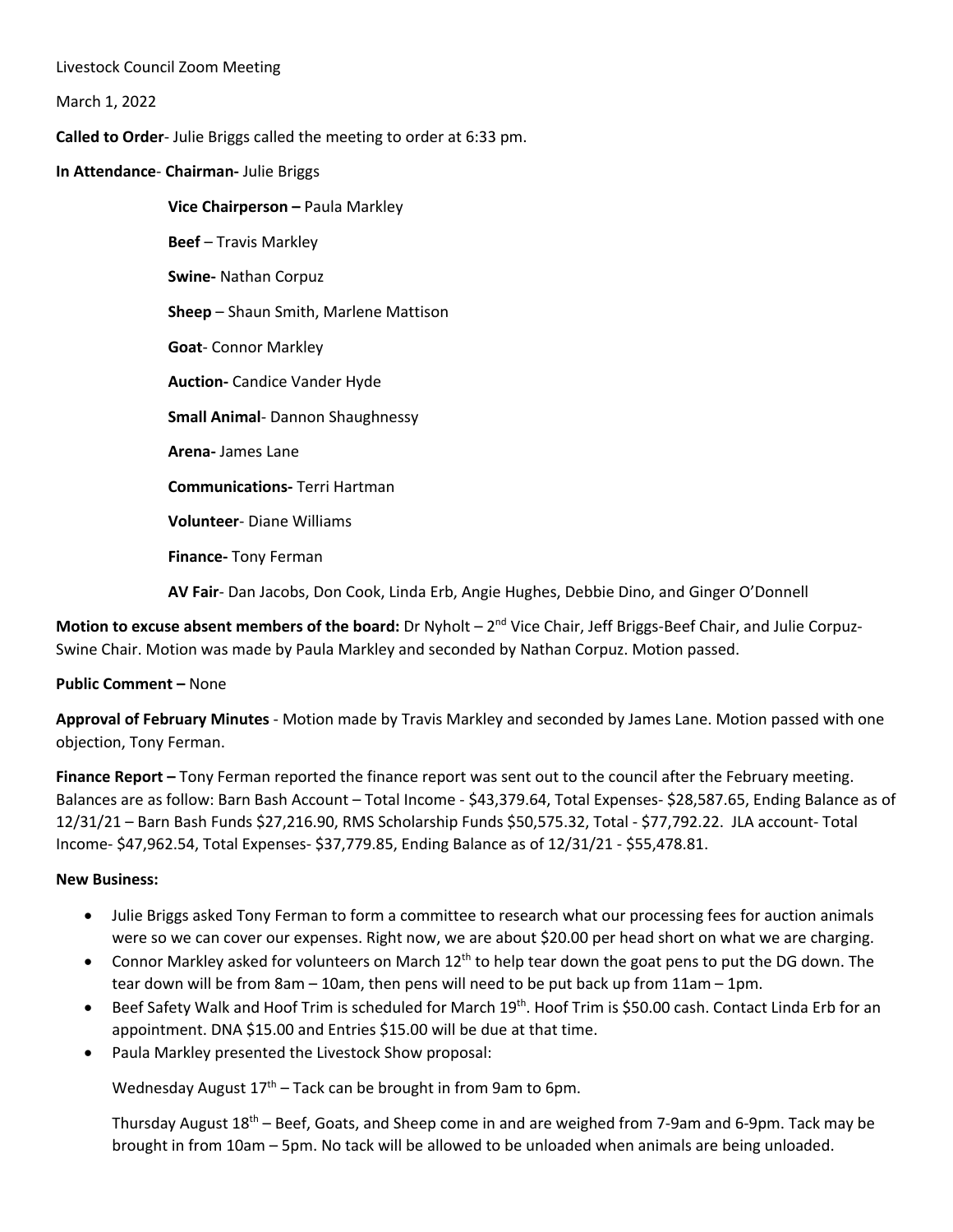Livestock Council Zoom Meeting

March 1, 2022

**Called to Order**- Julie Briggs called the meeting to order at 6:33 pm.

**In Attendance**- **Chairman-** Julie Briggs

**Vice Chairperson –** Paula Markley

**Beef** – Travis Markley

**Swine-** Nathan Corpuz

**Sheep** – Shaun Smith, Marlene Mattison

**Goat**- Connor Markley

**Auction-** Candice Vander Hyde

**Small Animal**- Dannon Shaughnessy

**Arena-** James Lane

**Communications-** Terri Hartman

**Volunteer**- Diane Williams

**Finance-** Tony Ferman

**AV Fair**- Dan Jacobs, Don Cook, Linda Erb, Angie Hughes, Debbie Dino, and Ginger O'Donnell

**Motion to excuse absent members of the board:** Dr Nyholt – 2nd Vice Chair, Jeff Briggs-Beef Chair, and Julie Corpuz-Swine Chair. Motion was made by Paula Markley and seconded by Nathan Corpuz. Motion passed.

**Public Comment –** None

**Approval of February Minutes** - Motion made by Travis Markley and seconded by James Lane. Motion passed with one objection, Tony Ferman.

**Finance Report –** Tony Ferman reported the finance report was sent out to the council after the February meeting. Balances are as follow: Barn Bash Account – Total Income - $43,379.64, Total Expenses- $28,587.65, Ending Balance as of 12/31/21 – Barn Bash Funds $27,216.90, RMS Scholarship Funds $50,575.32, Total - $77,792.22. JLA account- Total Income- $47,962.54, Total Expenses- $37,779.85, Ending Balance as of 12/31/21 - $55,478.81.

**New Business:**

- Julie Briggs asked Tony Ferman to form a committee to research what our processing fees for auction animals were so we can cover our expenses. Right now, we are about $20.00 per head short on what we are charging.
- Connor Markley asked for volunteers on March 12th to help tear down the goat pens to put the DG down. The tear down will be from 8am – 10am, then pens will need to be put back up from 11am – 1pm.
- Beef Safety Walk and Hoof Trim is scheduled for March 19th. Hoof Trim is $50.00 cash. Contact Linda Erb for an appointment. DNA $15.00 and Entries $15.00 will be due at that time.
- Paula Markley presented the Livestock Show proposal:

  Wednesday August 17th – Tack can be brought in from 9am to 6pm.

  Thursday August 18th – Beef, Goats, and Sheep come in and are weighed from 7-9am and 6-9pm. Tack may be brought in from 10am – 5pm. No tack will be allowed to be unloaded when animals are being unloaded.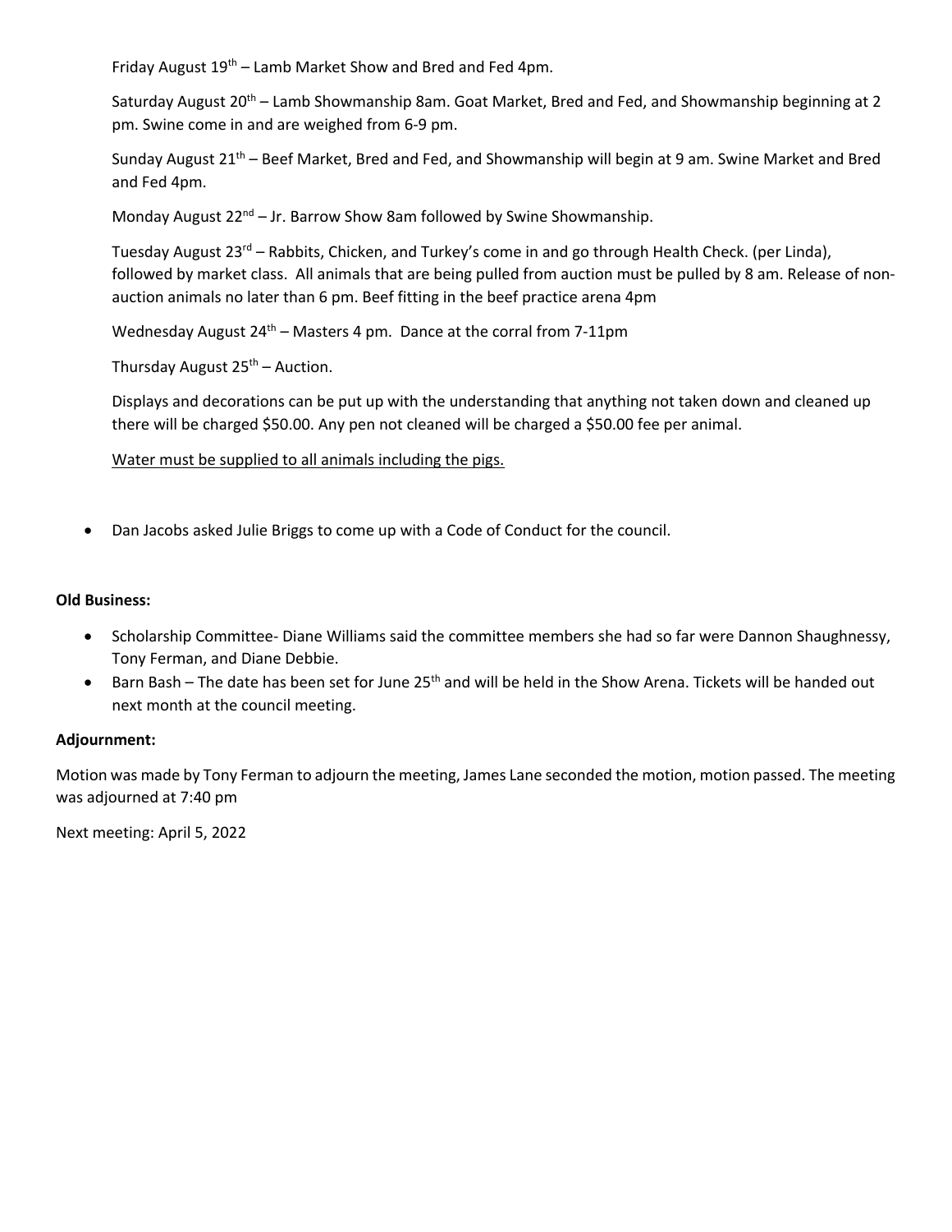Friday August 19th – Lamb Market Show and Bred and Fed 4pm.

Saturday August 20th – Lamb Showmanship 8am. Goat Market, Bred and Fed, and Showmanship beginning at 2 pm. Swine come in and are weighed from 6-9 pm.

Sunday August 21th – Beef Market, Bred and Fed, and Showmanship will begin at 9 am. Swine Market and Bred and Fed 4pm.

Monday August 22nd – Jr. Barrow Show 8am followed by Swine Showmanship.

Tuesday August 23rd – Rabbits, Chicken, and Turkey's come in and go through Health Check. (per Linda), followed by market class. All animals that are being pulled from auction must be pulled by 8 am. Release of non-auction animals no later than 6 pm. Beef fitting in the beef practice arena 4pm

Wednesday August 24th – Masters 4 pm. Dance at the corral from 7-11pm

Thursday August 25th – Auction.

Displays and decorations can be put up with the understanding that anything not taken down and cleaned up there will be charged $50.00. Any pen not cleaned will be charged a $50.00 fee per animal.

<u>Water must be supplied to all animals including the pigs.</u>

- Dan Jacobs asked Julie Briggs to come up with a Code of Conduct for the council.

**Old Business:**

- Scholarship Committee- Diane Williams said the committee members she had so far were Dannon Shaughnessy, Tony Ferman, and Diane Debbie.
- Barn Bash – The date has been set for June 25th and will be held in the Show Arena. Tickets will be handed out next month at the council meeting.

**Adjournment:**

Motion was made by Tony Ferman to adjourn the meeting, James Lane seconded the motion, motion passed. The meeting was adjourned at 7:40 pm

Next meeting: April 5, 2022